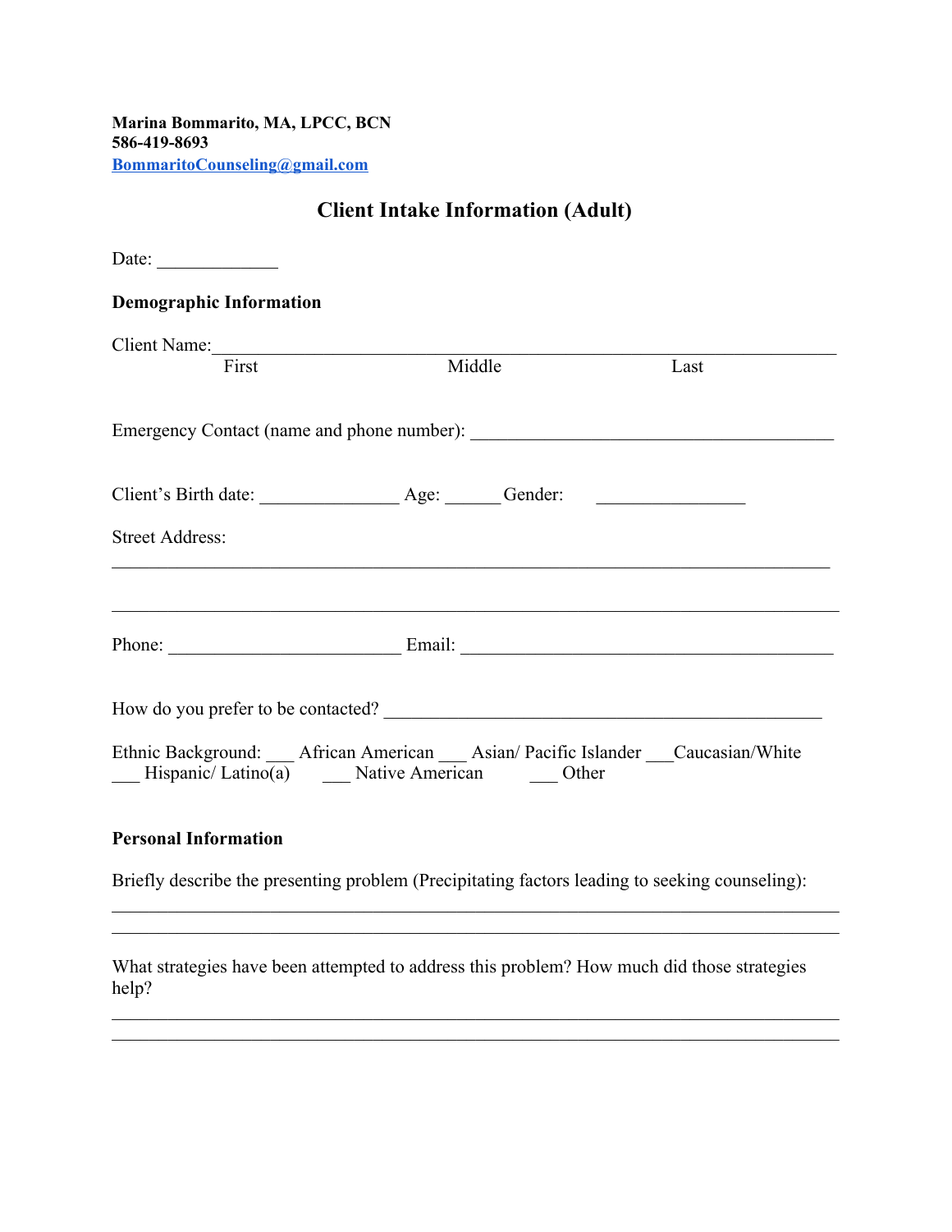**Marina Bommarito, MA, LPCC, BCN**
**586-419-8693**
**[BommaritoCounseling@gmail.com](mailto:BommaritoCounseling@gmail.com)**

## Client Intake Information (Adult)

Date: _____________

### Demographic Information

Client Name:___________________________________________________________________
First                                   Middle                                   Last

Emergency Contact (name and phone number): ________________________________________

Client's Birth date: _______________ Age: ______Gender: ________________

Street Address:

___________________________________________________________________________

___________________________________________________________________________

Phone: _________________________ Email: ________________________________________

How do you prefer to be contacted? ________________________________________________

Ethnic Background: ___ African American ___ Asian/ Pacific Islander ___Caucasian/White ___ Hispanic/ Latino(a) ___ Native American ___ Other

### Personal Information

Briefly describe the presenting problem (Precipitating factors leading to seeking counseling):

___________________________________________________________________________

___________________________________________________________________________

What strategies have been attempted to address this problem? How much did those strategies help?

___________________________________________________________________________

___________________________________________________________________________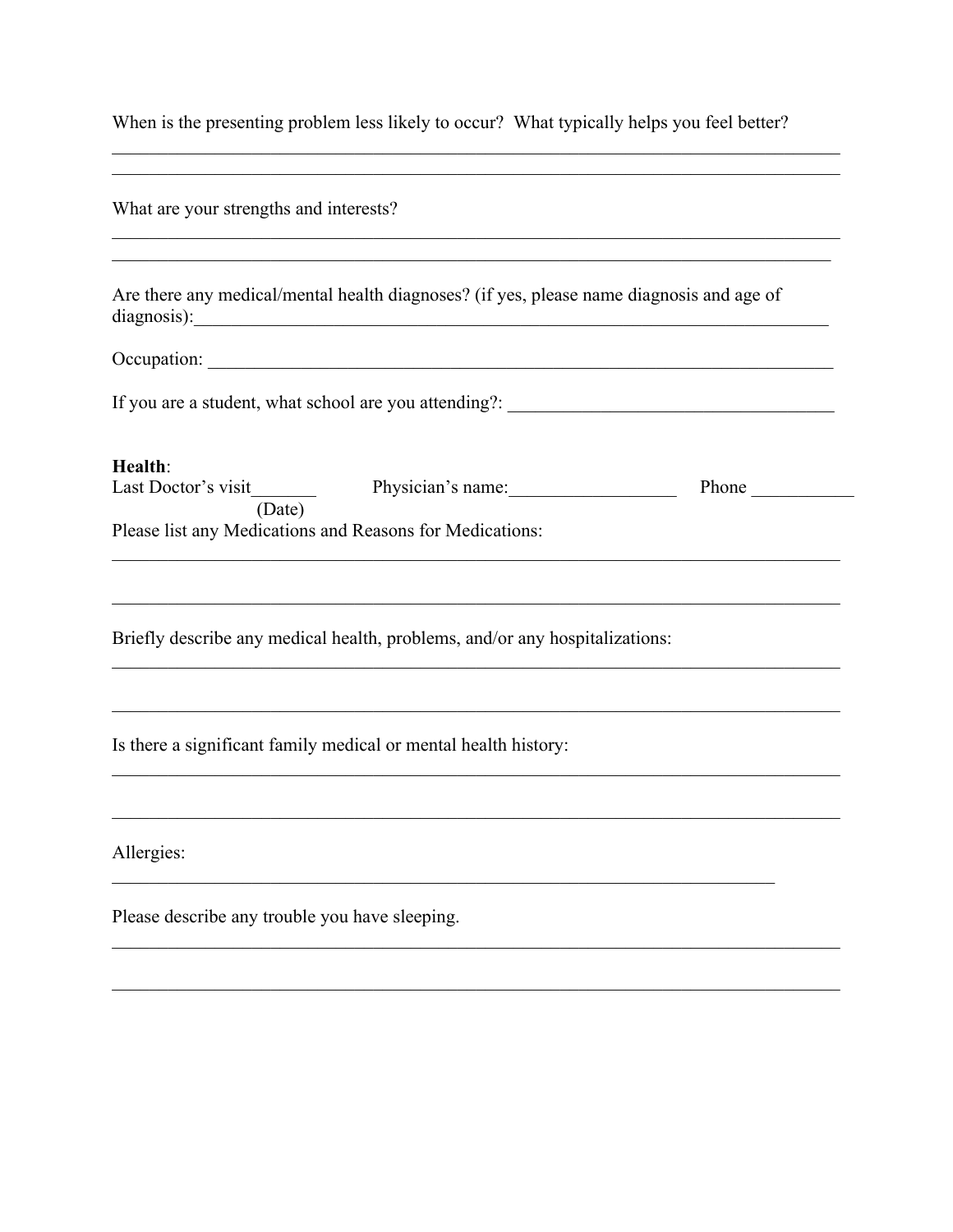When is the presenting problem less likely to occur? What typically helps you feel better?

_______________________________________________________________________________

_______________________________________________________________________________

What are your strengths and interests?

_______________________________________________________________________________

_______________________________________________________________________________

Are there any medical/mental health diagnoses? (if yes, please name diagnosis and age of diagnosis):_______________________________________________________________________

Occupation: ____________________________________________________________________

If you are a student, what school are you attending?: ___________________________________

**Health**:

Last Doctor's visit_______ (Date) Physician's name:__________________ Phone ___________

Please list any Medications and Reasons for Medications:

_______________________________________________________________________________

_______________________________________________________________________________

Briefly describe any medical health, problems, and/or any hospitalizations:

_______________________________________________________________________________

_______________________________________________________________________________

Is there a significant family medical or mental health history:

_______________________________________________________________________________

_______________________________________________________________________________

Allergies:

___________________________________________________________________________

Please describe any trouble you have sleeping.

_______________________________________________________________________________

_______________________________________________________________________________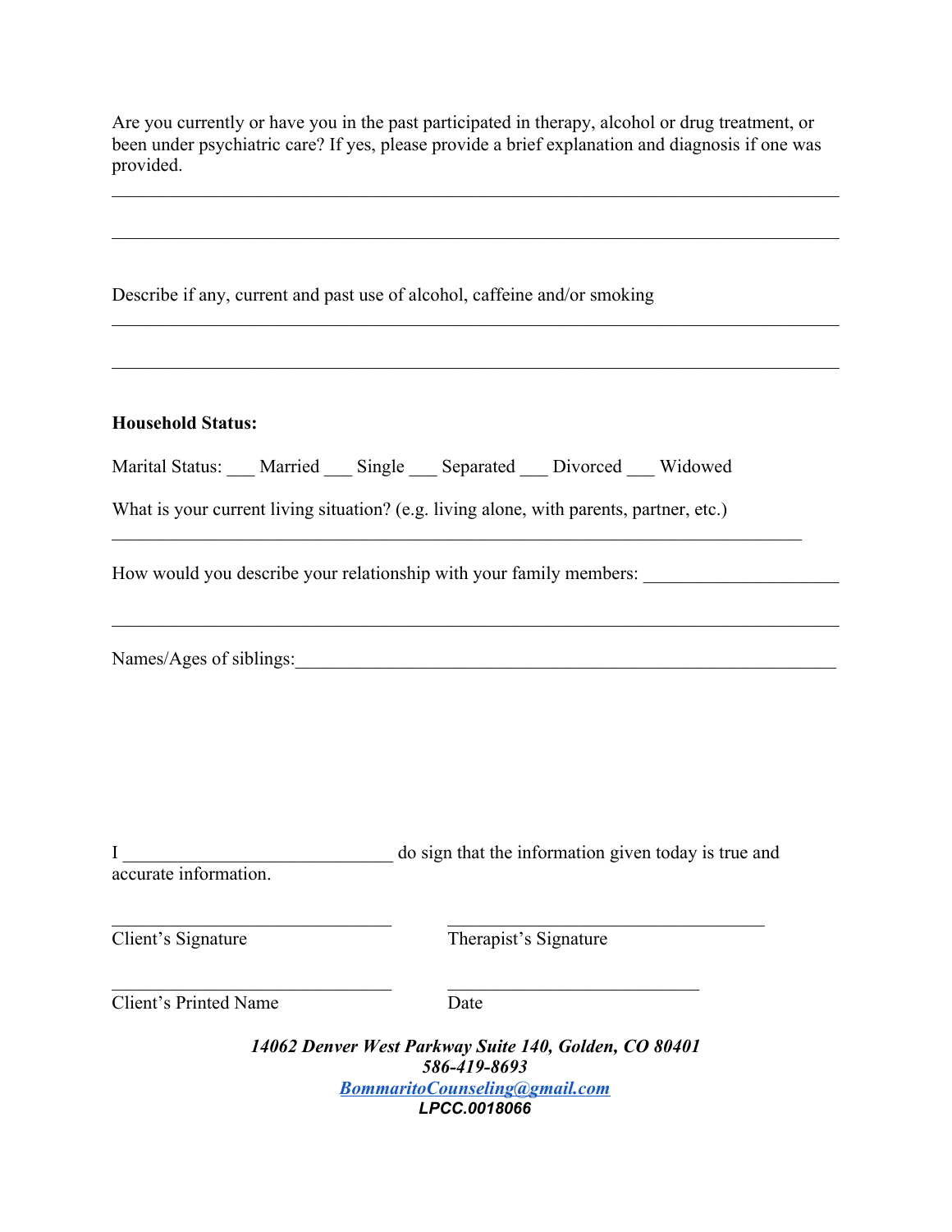Are you currently or have you in the past participated in therapy, alcohol or drug treatment, or been under psychiatric care? If yes, please provide a brief explanation and diagnosis if one was provided.

___________________________________________________________________________

___________________________________________________________________________

Describe if any, current and past use of alcohol, caffeine and/or smoking

___________________________________________________________________________

___________________________________________________________________________

**Household Status:**

Marital Status: ___ Married ___ Single ___ Separated ___ Divorced ___ Widowed

What is your current living situation? (e.g. living alone, with parents, partner, etc.)

_______________________________________________________________________

How would you describe your relationship with your family members: ____________________

___________________________________________________________________________

Names/Ages of siblings:________________________________________________________

I ____________________________ do sign that the information given today is true and accurate information.

_____________________________ _________________________________

Client's Signature Therapist's Signature

_____________________________ __________________________

Client's Printed Name Date

***14062 Denver West Parkway Suite 140, Golden, CO 80401***

***586-419-8693***

***BommaritoCounseling@gmail.com***

***LPCC.0018066***